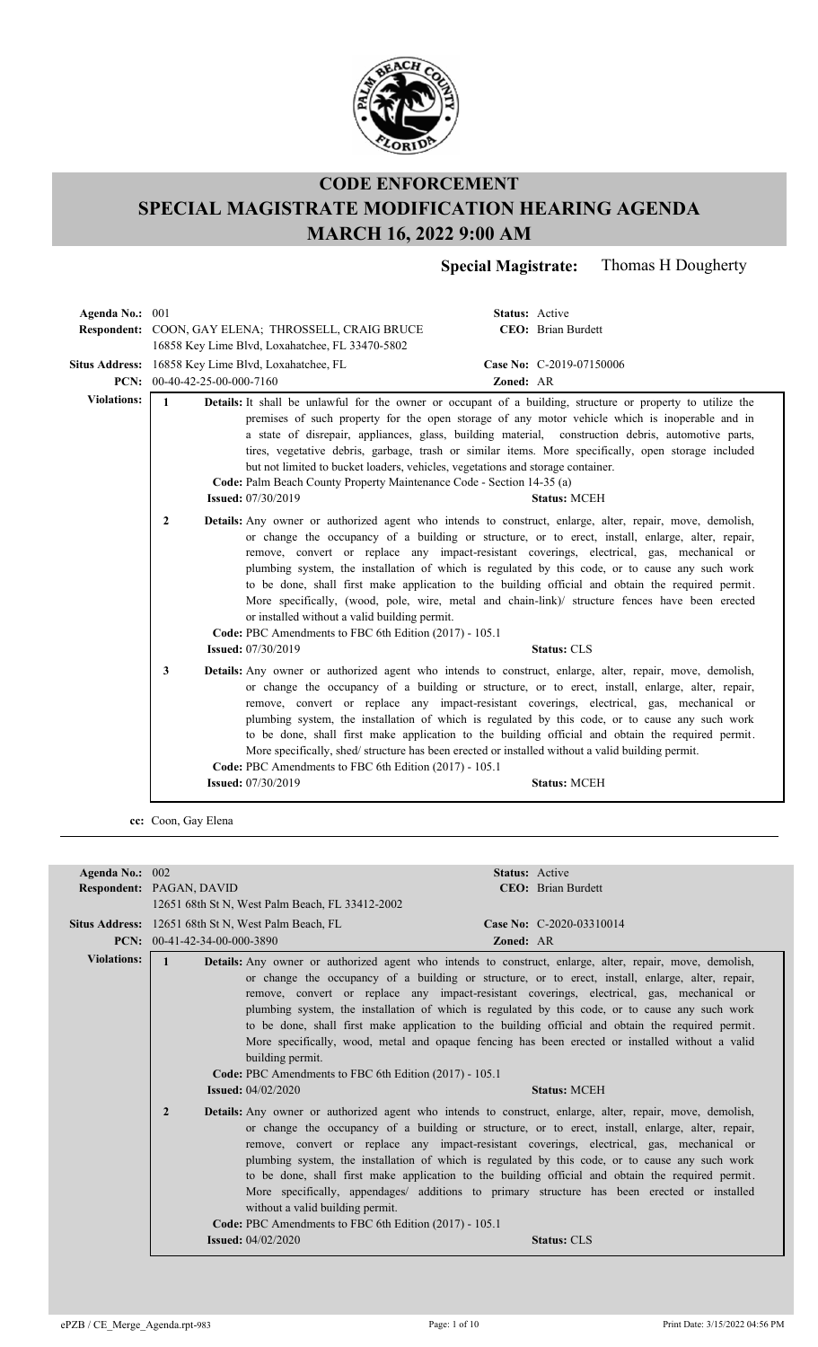# CODE ENFORCEMENT

# SPECIAL MAGISTRATE MODIFICATION HEARING AGENDA

# MARCH 16, 2022 9:00 AM

**Special Magistrate:** Thomas H Dougherty

---

**Agenda No.:** 001 **Status:** Active

**Respondent:** COON, GAY ELENA; THROSSELL, CRAIG BRUCE
16858 Key Lime Blvd, Loxahatchee, FL 33470-5802 **CEO:** Brian Burdett

**Situs Address:** 16858 Key Lime Blvd, Loxahatchee, FL **Case No:** C-2019-07150006

**PCN:** 00-40-42-25-00-000-7160 **Zoned:** AR

**Violations:**

**1** **Details:** It shall be unlawful for the owner or occupant of a building, structure or property to utilize the premises of such property for the open storage of any motor vehicle which is inoperable and in a state of disrepair, appliances, glass, building material, construction debris, automotive parts, tires, vegetative debris, garbage, trash or similar items. More specifically, open storage included but not limited to bucket loaders, vehicles, vegetations and storage container.
**Code:** Palm Beach County Property Maintenance Code - Section 14-35 (a)
**Issued:** 07/30/2019 **Status:** MCEH

**2** **Details:** Any owner or authorized agent who intends to construct, enlarge, alter, repair, move, demolish, or change the occupancy of a building or structure, or to erect, install, enlarge, alter, repair, remove, convert or replace any impact-resistant coverings, electrical, gas, mechanical or plumbing system, the installation of which is regulated by this code, or to cause any such work to be done, shall first make application to the building official and obtain the required permit. More specifically, (wood, pole, wire, metal and chain-link)/ structure fences have been erected or installed without a valid building permit.
**Code:** PBC Amendments to FBC 6th Edition (2017) - 105.1
**Issued:** 07/30/2019 **Status:** CLS

**3** **Details:** Any owner or authorized agent who intends to construct, enlarge, alter, repair, move, demolish, or change the occupancy of a building or structure, or to erect, install, enlarge, alter, repair, remove, convert or replace any impact-resistant coverings, electrical, gas, mechanical or plumbing system, the installation of which is regulated by this code, or to cause any such work to be done, shall first make application to the building official and obtain the required permit. More specifically, shed/ structure has been erected or installed without a valid building permit.
**Code:** PBC Amendments to FBC 6th Edition (2017) - 105.1
**Issued:** 07/30/2019 **Status:** MCEH

**cc:** Coon, Gay Elena

---

**Agenda No.:** 002 **Status:** Active

**Respondent:** PAGAN, DAVID
12651 68th St N, West Palm Beach, FL 33412-2002 **CEO:** Brian Burdett

**Situs Address:** 12651 68th St N, West Palm Beach, FL **Case No:** C-2020-03310014

**PCN:** 00-41-42-34-00-000-3890 **Zoned:** AR

**Violations:**

**1** **Details:** Any owner or authorized agent who intends to construct, enlarge, alter, repair, move, demolish, or change the occupancy of a building or structure, or to erect, install, enlarge, alter, repair, remove, convert or replace any impact-resistant coverings, electrical, gas, mechanical or plumbing system, the installation of which is regulated by this code, or to cause any such work to be done, shall first make application to the building official and obtain the required permit. More specifically, wood, metal and opaque fencing has been erected or installed without a valid building permit.
**Code:** PBC Amendments to FBC 6th Edition (2017) - 105.1
**Issued:** 04/02/2020 **Status:** MCEH

**2** **Details:** Any owner or authorized agent who intends to construct, enlarge, alter, repair, move, demolish, or change the occupancy of a building or structure, or to erect, install, enlarge, alter, repair, remove, convert or replace any impact-resistant coverings, electrical, gas, mechanical or plumbing system, the installation of which is regulated by this code, or to cause any such work to be done, shall first make application to the building official and obtain the required permit. More specifically, appendages/ additions to primary structure has been erected or installed without a valid building permit.
**Code:** PBC Amendments to FBC 6th Edition (2017) - 105.1
**Issued:** 04/02/2020 **Status:** CLS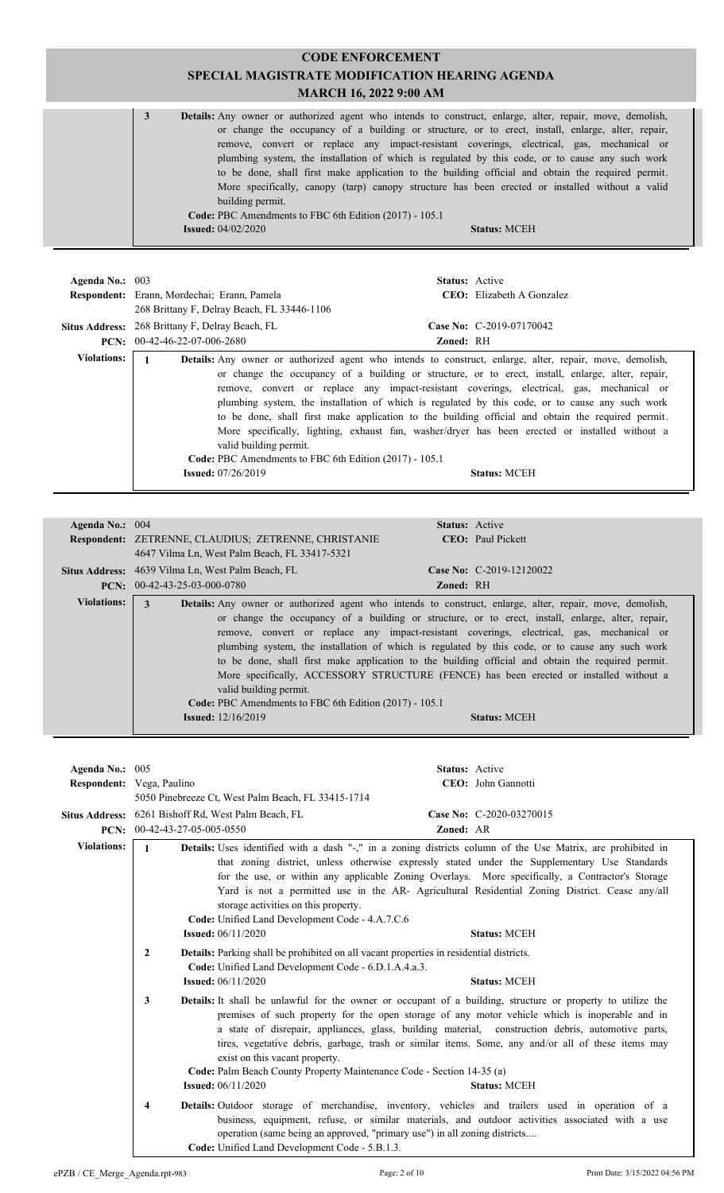**3** **Details:** Any owner or authorized agent who intends to construct, enlarge, alter, repair, move, demolish, or change the occupancy of a building or structure, or to erect, install, enlarge, alter, repair, remove, convert or replace any impact-resistant coverings, electrical, gas, mechanical or plumbing system, the installation of which is regulated by this code, or to cause any such work to be done, shall first make application to the building official and obtain the required permit. More specifically, canopy (tarp) canopy structure has been erected or installed without a valid building permit.
**Code:** PBC Amendments to FBC 6th Edition (2017) - 105.1
**Issued:** 04/02/2020 **Status:** MCEH

---

**Agenda No.:** 003 **Status:** Active
**Respondent:** Erann, Mordechai; Erann, Pamela **CEO:** Elizabeth A Gonzalez
268 Brittany F, Delray Beach, FL 33446-1106
**Situs Address:** 268 Brittany F, Delray Beach, FL **Case No:** C-2019-07170042
**PCN:** 00-42-46-22-07-006-2680 **Zoned:** RH

**Violations:**

**1** **Details:** Any owner or authorized agent who intends to construct, enlarge, alter, repair, move, demolish, or change the occupancy of a building or structure, or to erect, install, enlarge, alter, repair, remove, convert or replace any impact-resistant coverings, electrical, gas, mechanical or plumbing system, the installation of which is regulated by this code, or to cause any such work to be done, shall first make application to the building official and obtain the required permit. More specifically, lighting, exhaust fan, washer/dryer has been erected or installed without a valid building permit.
**Code:** PBC Amendments to FBC 6th Edition (2017) - 105.1
**Issued:** 07/26/2019 **Status:** MCEH

---

**Agenda No.:** 004 **Status:** Active
**Respondent:** ZETRENNE, CLAUDIUS; ZETRENNE, CHRISTANIE **CEO:** Paul Pickett
4647 Vilma Ln, West Palm Beach, FL 33417-5321
**Situs Address:** 4639 Vilma Ln, West Palm Beach, FL **Case No:** C-2019-12120022
**PCN:** 00-42-43-25-03-000-0780 **Zoned:** RH

**Violations:**

**3** **Details:** Any owner or authorized agent who intends to construct, enlarge, alter, repair, move, demolish, or change the occupancy of a building or structure, or to erect, install, enlarge, alter, repair, remove, convert or replace any impact-resistant coverings, electrical, gas, mechanical or plumbing system, the installation of which is regulated by this code, or to cause any such work to be done, shall first make application to the building official and obtain the required permit. More specifically, ACCESSORY STRUCTURE (FENCE) has been erected or installed without a valid building permit.
**Code:** PBC Amendments to FBC 6th Edition (2017) - 105.1
**Issued:** 12/16/2019 **Status:** MCEH

---

**Agenda No.:** 005 **Status:** Active
**Respondent:** Vega, Paulino **CEO:** John Gannotti
5050 Pinebreeze Ct, West Palm Beach, FL 33415-1714
**Situs Address:** 6261 Bishoff Rd, West Palm Beach, FL **Case No:** C-2020-03270015
**PCN:** 00-42-43-27-05-005-0550 **Zoned:** AR

**Violations:**

**1** **Details:** Uses identified with a dash "-," in a zoning districts column of the Use Matrix, are prohibited in that zoning district, unless otherwise expressly stated under the Supplementary Use Standards for the use, or within any applicable Zoning Overlays. More specifically, a Contractor's Storage Yard is not a permitted use in the AR- Agricultural Residential Zoning District. Cease any/all storage activities on this property.
**Code:** Unified Land Development Code - 4.A.7.C.6
**Issued:** 06/11/2020 **Status:** MCEH

**2** **Details:** Parking shall be prohibited on all vacant properties in residential districts.
**Code:** Unified Land Development Code - 6.D.1.A.4.a.3.
**Issued:** 06/11/2020 **Status:** MCEH

**3** **Details:** It shall be unlawful for the owner or occupant of a building, structure or property to utilize the premises of such property for the open storage of any motor vehicle which is inoperable and in a state of disrepair, appliances, glass, building material, construction debris, automotive parts, tires, vegetative debris, garbage, trash or similar items. Some, any and/or all of these items may exist on this vacant property.
**Code:** Palm Beach County Property Maintenance Code - Section 14-35 (a)
**Issued:** 06/11/2020 **Status:** MCEH

**4** **Details:** Outdoor storage of merchandise, inventory, vehicles and trailers used in operation of a business, equipment, refuse, or similar materials, and outdoor activities associated with a use operation (same being an approved, "primary use") in all zoning districts....
**Code:** Unified Land Development Code - 5.B.1.3.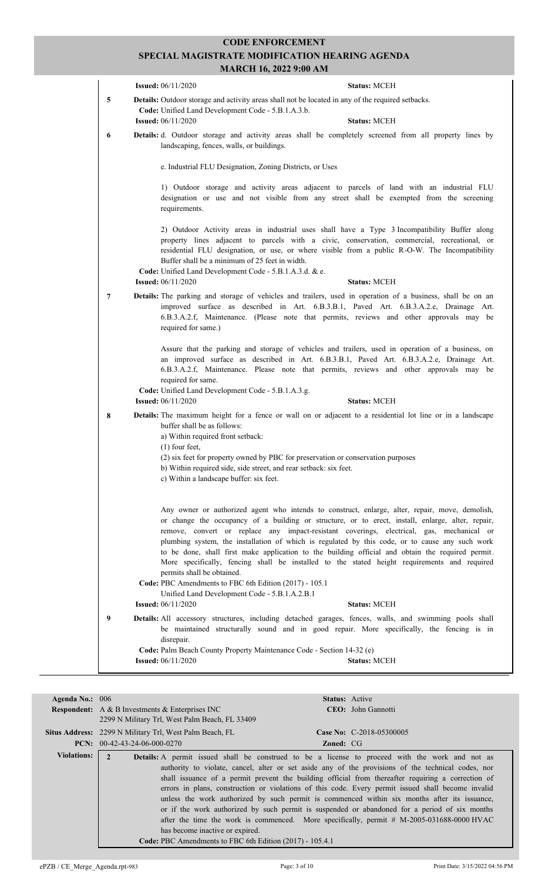# CODE ENFORCEMENT

## SPECIAL MAGISTRATE MODIFICATION HEARING AGENDA

### MARCH 16, 2022 9:00 AM

**Issued:** 06/11/2020 **Status:** MCEH

**5** **Details:** Outdoor storage and activity areas shall not be located in any of the required setbacks.
**Code:** Unified Land Development Code - 5.B.1.A.3.b.
**Issued:** 06/11/2020 **Status:** MCEH

**6** **Details:** d. Outdoor storage and activity areas shall be completely screened from all property lines by landscaping, fences, walls, or buildings.

e. Industrial FLU Designation, Zoning Districts, or Uses

1) Outdoor storage and activity areas adjacent to parcels of land with an industrial FLU designation or use and not visible from any street shall be exempted from the screening requirements.

2) Outdoor Activity areas in industrial uses shall have a Type 3 Incompatibility Buffer along property lines adjacent to parcels with a civic, conservation, commercial, recreational, or residential FLU designation, or use, or where visible from a public R-O-W. The Incompatibility Buffer shall be a minimum of 25 feet in width.
**Code:** Unified Land Development Code - 5.B.1.A.3.d. & e.
**Issued:** 06/11/2020 **Status:** MCEH

**7** **Details:** The parking and storage of vehicles and trailers, used in operation of a business, shall be on an improved surface as described in Art. 6.B.3.B.1, Paved Art. 6.B.3.A.2.e, Drainage Art. 6.B.3.A.2.f, Maintenance. (Please note that permits, reviews and other approvals may be required for same.)

Assure that the parking and storage of vehicles and trailers, used in operation of a business, on an improved surface as described in Art. 6.B.3.B.1, Paved Art. 6.B.3.A.2.e, Drainage Art. 6.B.3.A.2.f, Maintenance. Please note that permits, reviews and other approvals may be required for same.
**Code:** Unified Land Development Code - 5.B.1.A.3.g.
**Issued:** 06/11/2020 **Status:** MCEH

**8** **Details:** The maximum height for a fence or wall on or adjacent to a residential lot line or in a landscape buffer shall be as follows:
a) Within required front setback:
(1) four feet,
(2) six feet for property owned by PBC for preservation or conservation purposes
b) Within required side, side street, and rear setback: six feet.
c) Within a landscape buffer: six feet.

Any owner or authorized agent who intends to construct, enlarge, alter, repair, move, demolish, or change the occupancy of a building or structure, or to erect, install, enlarge, alter, repair, remove, convert or replace any impact-resistant coverings, electrical, gas, mechanical or plumbing system, the installation of which is regulated by this code, or to cause any such work to be done, shall first make application to the building official and obtain the required permit. More specifically, fencing shall be installed to the stated height requirements and required permits shall be obtained.
**Code:** PBC Amendments to FBC 6th Edition (2017) - 105.1
Unified Land Development Code - 5.B.1.A.2.B.1
**Issued:** 06/11/2020 **Status:** MCEH

**9** **Details:** All accessory structures, including detached garages, fences, walls, and swimming pools shall be maintained structurally sound and in good repair. More specifically, the fencing is in disrepair.
**Code:** Palm Beach County Property Maintenance Code - Section 14-32 (e)
**Issued:** 06/11/2020 **Status:** MCEH

---

**Agenda No.:** 006 **Status:** Active
**Respondent:** A & B Investments & Enterprises INC **CEO:** John Gannotti
2299 N Military Trl, West Palm Beach, FL 33409
**Situs Address:** 2299 N Military Trl, West Palm Beach, FL **Case No:** C-2018-05300005
**PCN:** 00-42-43-24-06-000-0270 **Zoned:** CG

**Violations:**

**2** **Details:** A permit issued shall be construed to be a license to proceed with the work and not as authority to violate, cancel, alter or set aside any of the provisions of the technical codes, nor shall issuance of a permit prevent the building official from thereafter requiring a correction of errors in plans, construction or violations of this code. Every permit issued shall become invalid unless the work authorized by such permit is commenced within six months after its issuance, or if the work authorized by such permit is suspended or abandoned for a period of six months after the time the work is commenced. More specifically, permit # M-2005-031688-0000 HVAC has become inactive or expired.
**Code:** PBC Amendments to FBC 6th Edition (2017) - 105.4.1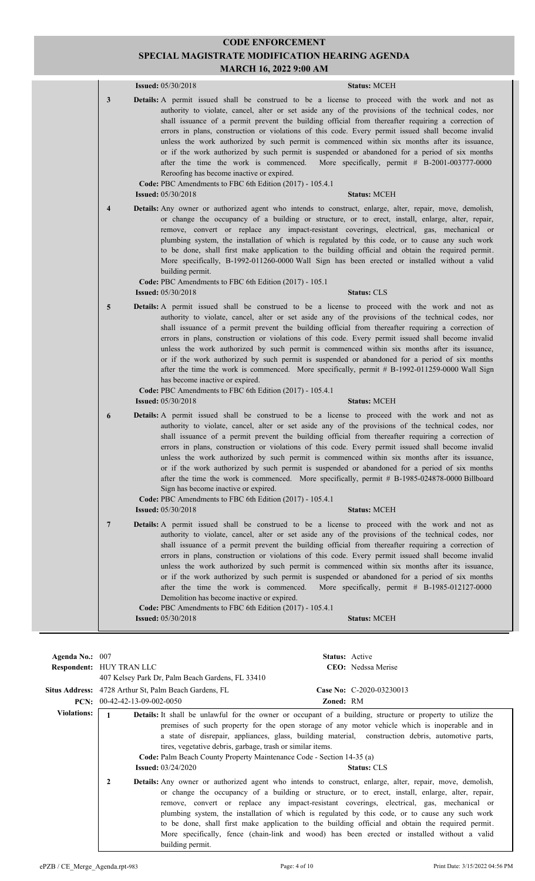# CODE ENFORCEMENT
## SPECIAL MAGISTRATE MODIFICATION HEARING AGENDA
### MARCH 16, 2022 9:00 AM

**Issued:** 05/30/2018 **Status:** MCEH

**3** **Details:** A permit issued shall be construed to be a license to proceed with the work and not as authority to violate, cancel, alter or set aside any of the provisions of the technical codes, nor shall issuance of a permit prevent the building official from thereafter requiring a correction of errors in plans, construction or violations of this code. Every permit issued shall become invalid unless the work authorized by such permit is commenced within six months after its issuance, or if the work authorized by such permit is suspended or abandoned for a period of six months after the time the work is commenced. More specifically, permit # B-2001-003777-0000 Reroofing has become inactive or expired.

**Code:** PBC Amendments to FBC 6th Edition (2017) - 105.4.1

**Issued:** 05/30/2018 **Status:** MCEH

**4** **Details:** Any owner or authorized agent who intends to construct, enlarge, alter, repair, move, demolish, or change the occupancy of a building or structure, or to erect, install, enlarge, alter, repair, remove, convert or replace any impact-resistant coverings, electrical, gas, mechanical or plumbing system, the installation of which is regulated by this code, or to cause any such work to be done, shall first make application to the building official and obtain the required permit. More specifically, B-1992-011260-0000 Wall Sign has been erected or installed without a valid building permit.

**Code:** PBC Amendments to FBC 6th Edition (2017) - 105.1

**Issued:** 05/30/2018 **Status:** CLS

**5** **Details:** A permit issued shall be construed to be a license to proceed with the work and not as authority to violate, cancel, alter or set aside any of the provisions of the technical codes, nor shall issuance of a permit prevent the building official from thereafter requiring a correction of errors in plans, construction or violations of this code. Every permit issued shall become invalid unless the work authorized by such permit is commenced within six months after its issuance, or if the work authorized by such permit is suspended or abandoned for a period of six months after the time the work is commenced. More specifically, permit # B-1992-011259-0000 Wall Sign has become inactive or expired.

**Code:** PBC Amendments to FBC 6th Edition (2017) - 105.4.1

**Issued:** 05/30/2018 **Status:** MCEH

**6** **Details:** A permit issued shall be construed to be a license to proceed with the work and not as authority to violate, cancel, alter or set aside any of the provisions of the technical codes, nor shall issuance of a permit prevent the building official from thereafter requiring a correction of errors in plans, construction or violations of this code. Every permit issued shall become invalid unless the work authorized by such permit is commenced within six months after its issuance, or if the work authorized by such permit is suspended or abandoned for a period of six months after the time the work is commenced. More specifically, permit # B-1985-024878-0000 Billboard Sign has become inactive or expired.

**Code:** PBC Amendments to FBC 6th Edition (2017) - 105.4.1

**Issued:** 05/30/2018 **Status:** MCEH

**7** **Details:** A permit issued shall be construed to be a license to proceed with the work and not as authority to violate, cancel, alter or set aside any of the provisions of the technical codes, nor shall issuance of a permit prevent the building official from thereafter requiring a correction of errors in plans, construction or violations of this code. Every permit issued shall become invalid unless the work authorized by such permit is commenced within six months after its issuance, or if the work authorized by such permit is suspended or abandoned for a period of six months after the time the work is commenced. More specifically, permit # B-1985-012127-0000 Demolition has become inactive or expired.

**Code:** PBC Amendments to FBC 6th Edition (2017) - 105.4.1

**Issued:** 05/30/2018 **Status:** MCEH

---

**Agenda No.:** 007 **Status:** Active

**Respondent:** HUY TRAN LLC **CEO:** Nedssa Merise

407 Kelsey Park Dr, Palm Beach Gardens, FL 33410

**Situs Address:** 4728 Arthur St, Palm Beach Gardens, FL **Case No:** C-2020-03230013

**PCN:** 00-42-42-13-09-002-0050 **Zoned:** RM

**Violations:**

**1** **Details:** It shall be unlawful for the owner or occupant of a building, structure or property to utilize the premises of such property for the open storage of any motor vehicle which is inoperable and in a state of disrepair, appliances, glass, building material, construction debris, automotive parts, tires, vegetative debris, garbage, trash or similar items.

**Code:** Palm Beach County Property Maintenance Code - Section 14-35 (a)

**Issued:** 03/24/2020 **Status:** CLS

**2** **Details:** Any owner or authorized agent who intends to construct, enlarge, alter, repair, move, demolish, or change the occupancy of a building or structure, or to erect, install, enlarge, alter, repair, remove, convert or replace any impact-resistant coverings, electrical, gas, mechanical or plumbing system, the installation of which is regulated by this code, or to cause any such work to be done, shall first make application to the building official and obtain the required permit. More specifically, fence (chain-link and wood) has been erected or installed without a valid building permit.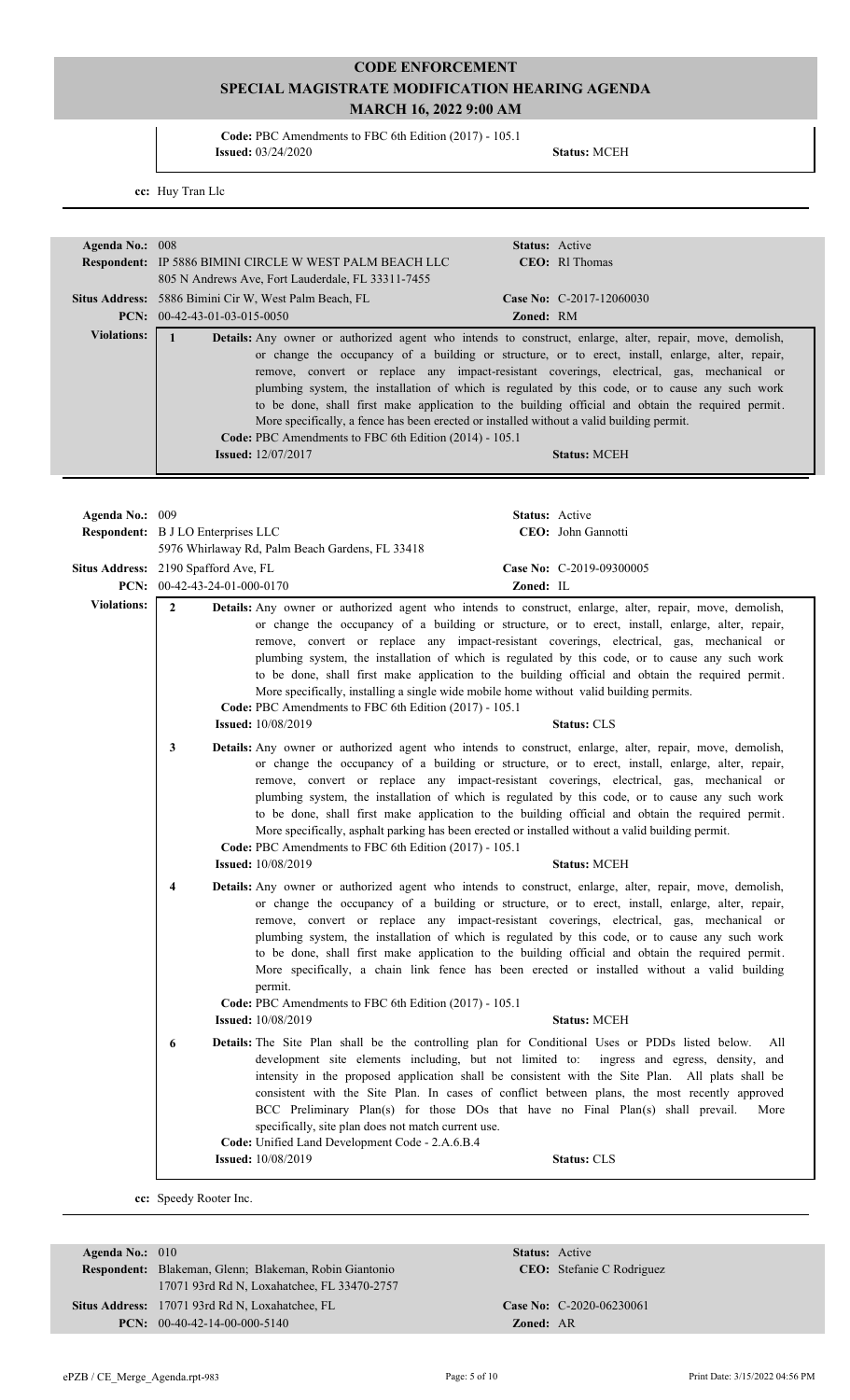# CODE ENFORCEMENT
## SPECIAL MAGISTRATE MODIFICATION HEARING AGENDA
## MARCH 16, 2022 9:00 AM

**Code:** PBC Amendments to FBC 6th Edition (2017) - 105.1
**Issued:** 03/24/2020 **Status:** MCEH

**cc:** Huy Tran Llc

---

**Agenda No.:** 008 **Status:** Active
**Respondent:** IP 5886 BIMINI CIRCLE W WEST PALM BEACH LLC **CEO:** Rl Thomas
805 N Andrews Ave, Fort Lauderdale, FL 33311-7455
**Situs Address:** 5886 Bimini Cir W, West Palm Beach, FL **Case No:** C-2017-12060030
**PCN:** 00-42-43-01-03-015-0050 **Zoned:** RM

**Violations:**

1 **Details:** Any owner or authorized agent who intends to construct, enlarge, alter, repair, move, demolish, or change the occupancy of a building or structure, or to erect, install, enlarge, alter, repair, remove, convert or replace any impact-resistant coverings, electrical, gas, mechanical or plumbing system, the installation of which is regulated by this code, or to cause any such work to be done, shall first make application to the building official and obtain the required permit. More specifically, a fence has been erected or installed without a valid building permit.
**Code:** PBC Amendments to FBC 6th Edition (2014) - 105.1
**Issued:** 12/07/2017 **Status:** MCEH

---

**Agenda No.:** 009 **Status:** Active
**Respondent:** B J LO Enterprises LLC **CEO:** John Gannotti
5976 Whirlaway Rd, Palm Beach Gardens, FL 33418
**Situs Address:** 2190 Spafford Ave, FL **Case No:** C-2019-09300005
**PCN:** 00-42-43-24-01-000-0170 **Zoned:** IL

**Violations:**

2 **Details:** Any owner or authorized agent who intends to construct, enlarge, alter, repair, move, demolish, or change the occupancy of a building or structure, or to erect, install, enlarge, alter, repair, remove, convert or replace any impact-resistant coverings, electrical, gas, mechanical or plumbing system, the installation of which is regulated by this code, or to cause any such work to be done, shall first make application to the building official and obtain the required permit. More specifically, installing a single wide mobile home without valid building permits.
**Code:** PBC Amendments to FBC 6th Edition (2017) - 105.1
**Issued:** 10/08/2019 **Status:** CLS

3 **Details:** Any owner or authorized agent who intends to construct, enlarge, alter, repair, move, demolish, or change the occupancy of a building or structure, or to erect, install, enlarge, alter, repair, remove, convert or replace any impact-resistant coverings, electrical, gas, mechanical or plumbing system, the installation of which is regulated by this code, or to cause any such work to be done, shall first make application to the building official and obtain the required permit. More specifically, asphalt parking has been erected or installed without a valid building permit.
**Code:** PBC Amendments to FBC 6th Edition (2017) - 105.1
**Issued:** 10/08/2019 **Status:** MCEH

4 **Details:** Any owner or authorized agent who intends to construct, enlarge, alter, repair, move, demolish, or change the occupancy of a building or structure, or to erect, install, enlarge, alter, repair, remove, convert or replace any impact-resistant coverings, electrical, gas, mechanical or plumbing system, the installation of which is regulated by this code, or to cause any such work to be done, shall first make application to the building official and obtain the required permit. More specifically, a chain link fence has been erected or installed without a valid building permit.
**Code:** PBC Amendments to FBC 6th Edition (2017) - 105.1
**Issued:** 10/08/2019 **Status:** MCEH

6 **Details:** The Site Plan shall be the controlling plan for Conditional Uses or PDDs listed below. All development site elements including, but not limited to: ingress and egress, density, and intensity in the proposed application shall be consistent with the Site Plan. All plats shall be consistent with the Site Plan. In cases of conflict between plans, the most recently approved BCC Preliminary Plan(s) for those DOs that have no Final Plan(s) shall prevail. More specifically, site plan does not match current use.
**Code:** Unified Land Development Code - 2.A.6.B.4
**Issued:** 10/08/2019 **Status:** CLS

**cc:** Speedy Rooter Inc.

---

**Agenda No.:** 010 **Status:** Active
**Respondent:** Blakeman, Glenn; Blakeman, Robin Giantonio **CEO:** Stefanie C Rodriguez
17071 93rd Rd N, Loxahatchee, FL 33470-2757
**Situs Address:** 17071 93rd Rd N, Loxahatchee, FL **Case No:** C-2020-06230061
**PCN:** 00-40-42-14-00-000-5140 **Zoned:** AR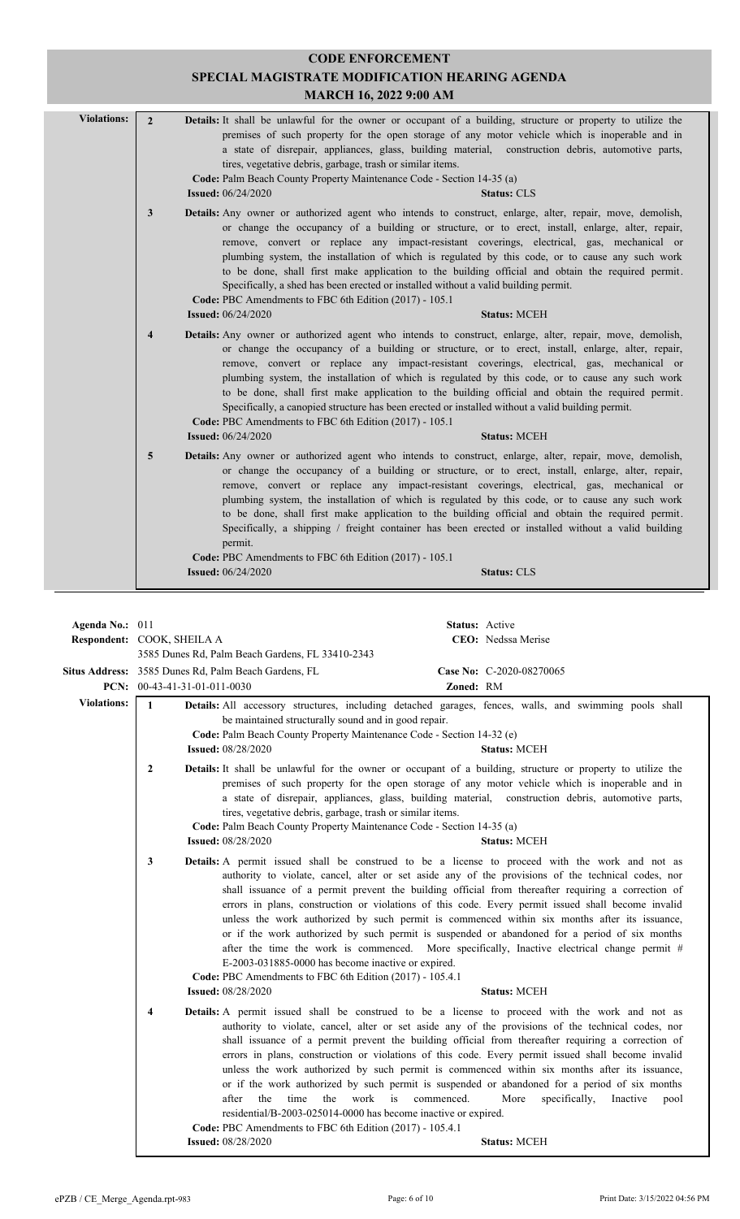# CODE ENFORCEMENT

## SPECIAL MAGISTRATE MODIFICATION HEARING AGENDA

### MARCH 16, 2022 9:00 AM

**Violations:**

**2** **Details:** It shall be unlawful for the owner or occupant of a building, structure or property to utilize the premises of such property for the open storage of any motor vehicle which is inoperable and in a state of disrepair, appliances, glass, building material, construction debris, automotive parts, tires, vegetative debris, garbage, trash or similar items.
**Code:** Palm Beach County Property Maintenance Code - Section 14-35 (a)
**Issued:** 06/24/2020 **Status:** CLS

**3** **Details:** Any owner or authorized agent who intends to construct, enlarge, alter, repair, move, demolish, or change the occupancy of a building or structure, or to erect, install, enlarge, alter, repair, remove, convert or replace any impact-resistant coverings, electrical, gas, mechanical or plumbing system, the installation of which is regulated by this code, or to cause any such work to be done, shall first make application to the building official and obtain the required permit. Specifically, a shed has been erected or installed without a valid building permit.
**Code:** PBC Amendments to FBC 6th Edition (2017) - 105.1
**Issued:** 06/24/2020 **Status:** MCEH

**4** **Details:** Any owner or authorized agent who intends to construct, enlarge, alter, repair, move, demolish, or change the occupancy of a building or structure, or to erect, install, enlarge, alter, repair, remove, convert or replace any impact-resistant coverings, electrical, gas, mechanical or plumbing system, the installation of which is regulated by this code, or to cause any such work to be done, shall first make application to the building official and obtain the required permit. Specifically, a canopied structure has been erected or installed without a valid building permit.
**Code:** PBC Amendments to FBC 6th Edition (2017) - 105.1
**Issued:** 06/24/2020 **Status:** MCEH

**5** **Details:** Any owner or authorized agent who intends to construct, enlarge, alter, repair, move, demolish, or change the occupancy of a building or structure, or to erect, install, enlarge, alter, repair, remove, convert or replace any impact-resistant coverings, electrical, gas, mechanical or plumbing system, the installation of which is regulated by this code, or to cause any such work to be done, shall first make application to the building official and obtain the required permit. Specifically, a shipping / freight container has been erected or installed without a valid building permit.
**Code:** PBC Amendments to FBC 6th Edition (2017) - 105.1
**Issued:** 06/24/2020 **Status:** CLS

---

**Agenda No.:** 011 **Status:** Active
**Respondent:** COOK, SHEILA A **CEO:** Nedssa Merise
3585 Dunes Rd, Palm Beach Gardens, FL 33410-2343
**Situs Address:** 3585 Dunes Rd, Palm Beach Gardens, FL **Case No:** C-2020-08270065
**PCN:** 00-43-41-31-01-011-0030 **Zoned:** RM

**Violations:**

**1** **Details:** All accessory structures, including detached garages, fences, walls, and swimming pools shall be maintained structurally sound and in good repair.
**Code:** Palm Beach County Property Maintenance Code - Section 14-32 (e)
**Issued:** 08/28/2020 **Status:** MCEH

**2** **Details:** It shall be unlawful for the owner or occupant of a building, structure or property to utilize the premises of such property for the open storage of any motor vehicle which is inoperable and in a state of disrepair, appliances, glass, building material, construction debris, automotive parts, tires, vegetative debris, garbage, trash or similar items.
**Code:** Palm Beach County Property Maintenance Code - Section 14-35 (a)
**Issued:** 08/28/2020 **Status:** MCEH

**3** **Details:** A permit issued shall be construed to be a license to proceed with the work and not as authority to violate, cancel, alter or set aside any of the provisions of the technical codes, nor shall issuance of a permit prevent the building official from thereafter requiring a correction of errors in plans, construction or violations of this code. Every permit issued shall become invalid unless the work authorized by such permit is commenced within six months after its issuance, or if the work authorized by such permit is suspended or abandoned for a period of six months after the time the work is commenced. More specifically, Inactive electrical change permit # E-2003-031885-0000 has become inactive or expired.
**Code:** PBC Amendments to FBC 6th Edition (2017) - 105.4.1
**Issued:** 08/28/2020 **Status:** MCEH

**4** **Details:** A permit issued shall be construed to be a license to proceed with the work and not as authority to violate, cancel, alter or set aside any of the provisions of the technical codes, nor shall issuance of a permit prevent the building official from thereafter requiring a correction of errors in plans, construction or violations of this code. Every permit issued shall become invalid unless the work authorized by such permit is commenced within six months after its issuance, or if the work authorized by such permit is suspended or abandoned for a period of six months after the time the work is commenced. More specifically, Inactive pool residential/B-2003-025014-0000 has become inactive or expired.
**Code:** PBC Amendments to FBC 6th Edition (2017) - 105.4.1
**Issued:** 08/28/2020 **Status:** MCEH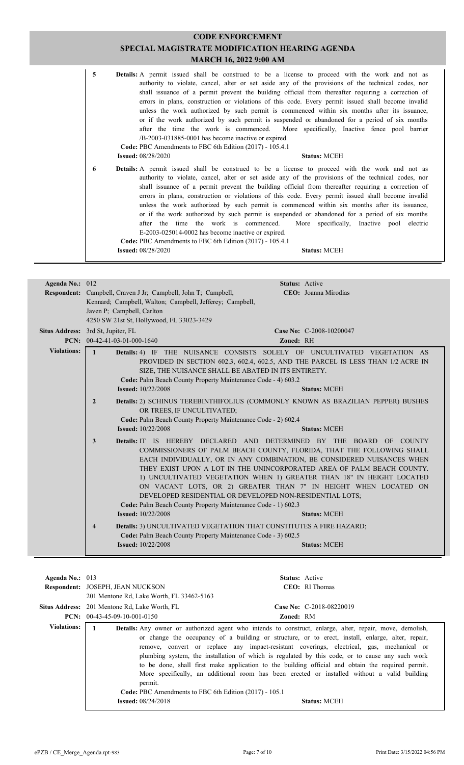# CODE ENFORCEMENT
## SPECIAL MAGISTRATE MODIFICATION HEARING AGENDA
### MARCH 16, 2022 9:00 AM

**5** **Details:** A permit issued shall be construed to be a license to proceed with the work and not as authority to violate, cancel, alter or set aside any of the provisions of the technical codes, nor shall issuance of a permit prevent the building official from thereafter requiring a correction of errors in plans, construction or violations of this code. Every permit issued shall become invalid unless the work authorized by such permit is commenced within six months after its issuance, or if the work authorized by such permit is suspended or abandoned for a period of six months after the time the work is commenced. More specifically, Inactive fence pool barrier /B-2003-031885-0001 has become inactive or expired.
**Code:** PBC Amendments to FBC 6th Edition (2017) - 105.4.1
**Issued:** 08/28/2020 **Status:** MCEH

**6** **Details:** A permit issued shall be construed to be a license to proceed with the work and not as authority to violate, cancel, alter or set aside any of the provisions of the technical codes, nor shall issuance of a permit prevent the building official from thereafter requiring a correction of errors in plans, construction or violations of this code. Every permit issued shall become invalid unless the work authorized by such permit is commenced within six months after its issuance, or if the work authorized by such permit is suspended or abandoned for a period of six months after the time the work is commenced. More specifically, Inactive pool electric E-2003-025014-0002 has become inactive or expired.
**Code:** PBC Amendments to FBC 6th Edition (2017) - 105.4.1
**Issued:** 08/28/2020 **Status:** MCEH

---

**Agenda No.:** 012 **Status:** Active
**Respondent:** Campbell, Craven J Jr; Campbell, John T; Campbell, Kennard; Campbell, Walton; Campbell, Jefferey; Campbell, Javen P; Campbell, Carlton
4250 SW 21st St, Hollywood, FL 33023-3429
**CEO:** Joanna Mirodias
**Situs Address:** 3rd St, Jupiter, FL **Case No:** C-2008-10200047
**PCN:** 00-42-41-03-01-000-1640 **Zoned:** RH

**Violations:**

**1** **Details:** 4) IF THE NUISANCE CONSISTS SOLELY OF UNCULTIVATED VEGETATION AS PROVIDED IN SECTION 602.3, 602.4, 602.5, AND THE PARCEL IS LESS THAN 1/2 ACRE IN SIZE, THE NUISANCE SHALL BE ABATED IN ITS ENTIRETY.
**Code:** Palm Beach County Property Maintenance Code - 4) 603.2
**Issued:** 10/22/2008 **Status:** MCEH

**2** **Details:** 2) SCHINUS TEREBINTHIFOLIUS (COMMONLY KNOWN AS BRAZILIAN PEPPER) BUSHES OR TREES, IF UNCULTIVATED;
**Code:** Palm Beach County Property Maintenance Code - 2) 602.4
**Issued:** 10/22/2008 **Status:** MCEH

**3** **Details:** IT IS HEREBY DECLARED AND DETERMINED BY THE BOARD OF COUNTY COMMISSIONERS OF PALM BEACH COUNTY, FLORIDA, THAT THE FOLLOWING SHALL EACH INDIVIDUALLY, OR IN ANY COMBINATION, BE CONSIDERED NUISANCES WHEN THEY EXIST UPON A LOT IN THE UNINCORPORATED AREA OF PALM BEACH COUNTY. 1) UNCULTIVATED VEGETATION WHEN 1) GREATER THAN 18" IN HEIGHT LOCATED ON VACANT LOTS, OR 2) GREATER THAN 7" IN HEIGHT WHEN LOCATED ON DEVELOPED RESIDENTIAL OR DEVELOPED NON-RESIDENTIAL LOTS;
**Code:** Palm Beach County Property Maintenance Code - 1) 602.3
**Issued:** 10/22/2008 **Status:** MCEH

**4** **Details:** 3) UNCULTIVATED VEGETATION THAT CONSTITUTES A FIRE HAZARD;
**Code:** Palm Beach County Property Maintenance Code - 3) 602.5
**Issued:** 10/22/2008 **Status:** MCEH

---

**Agenda No.:** 013 **Status:** Active
**Respondent:** JOSEPH, JEAN NUCKSON
201 Mentone Rd, Lake Worth, FL 33462-5163
**CEO:** Rl Thomas
**Situs Address:** 201 Mentone Rd, Lake Worth, FL **Case No:** C-2018-08220019
**PCN:** 00-43-45-09-10-001-0150 **Zoned:** RM

**Violations:**

**1** **Details:** Any owner or authorized agent who intends to construct, enlarge, alter, repair, move, demolish, or change the occupancy of a building or structure, or to erect, install, enlarge, alter, repair, remove, convert or replace any impact-resistant coverings, electrical, gas, mechanical or plumbing system, the installation of which is regulated by this code, or to cause any such work to be done, shall first make application to the building official and obtain the required permit. More specifically, an additional room has been erected or installed without a valid building permit.
**Code:** PBC Amendments to FBC 6th Edition (2017) - 105.1
**Issued:** 08/24/2018 **Status:** MCEH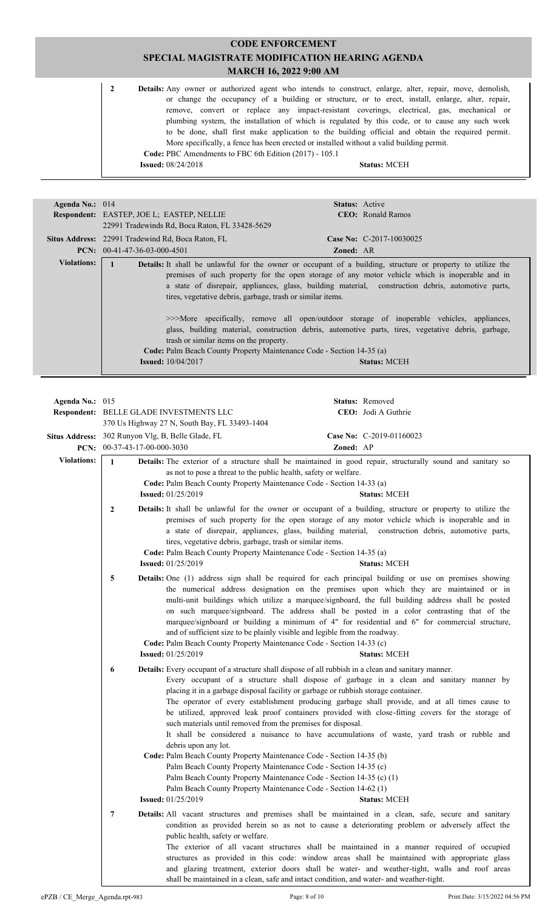# CODE ENFORCEMENT
## SPECIAL MAGISTRATE MODIFICATION HEARING AGENDA
### MARCH 16, 2022 9:00 AM

**2** **Details:** Any owner or authorized agent who intends to construct, enlarge, alter, repair, move, demolish, or change the occupancy of a building or structure, or to erect, install, enlarge, alter, repair, remove, convert or replace any impact-resistant coverings, electrical, gas, mechanical or plumbing system, the installation of which is regulated by this code, or to cause any such work to be done, shall first make application to the building official and obtain the required permit. More specifically, a fence has been erected or installed without a valid building permit.
**Code:** PBC Amendments to FBC 6th Edition (2017) - 105.1
**Issued:** 08/24/2018 **Status:** MCEH

---

**Agenda No.:** 014 **Status:** Active
**Respondent:** EASTEP, JOE L; EASTEP, NELLIE **CEO:** Ronald Ramos
22991 Tradewinds Rd, Boca Raton, FL 33428-5629
**Situs Address:** 22991 Tradewind Rd, Boca Raton, FL **Case No:** C-2017-10030025
**PCN:** 00-41-47-36-03-000-4501 **Zoned:** AR

**Violations:**

**1** **Details:** It shall be unlawful for the owner or occupant of a building, structure or property to utilize the premises of such property for the open storage of any motor vehicle which is inoperable and in a state of disrepair, appliances, glass, building material, construction debris, automotive parts, tires, vegetative debris, garbage, trash or similar items.

>>>More specifically, remove all open/outdoor storage of inoperable vehicles, appliances, glass, building material, construction debris, automotive parts, tires, vegetative debris, garbage, trash or similar items on the property.
**Code:** Palm Beach County Property Maintenance Code - Section 14-35 (a)
**Issued:** 10/04/2017 **Status:** MCEH

---

**Agenda No.:** 015 **Status:** Removed
**Respondent:** BELLE GLADE INVESTMENTS LLC **CEO:** Jodi A Guthrie
370 Us Highway 27 N, South Bay, FL 33493-1404
**Situs Address:** 302 Runyon Vlg, B, Belle Glade, FL **Case No:** C-2019-01160023
**PCN:** 00-37-43-17-00-000-3030 **Zoned:** AP

**Violations:**

**1** **Details:** The exterior of a structure shall be maintained in good repair, structurally sound and sanitary so as not to pose a threat to the public health, safety or welfare.
**Code:** Palm Beach County Property Maintenance Code - Section 14-33 (a)
**Issued:** 01/25/2019 **Status:** MCEH

**2** **Details:** It shall be unlawful for the owner or occupant of a building, structure or property to utilize the premises of such property for the open storage of any motor vehicle which is inoperable and in a state of disrepair, appliances, glass, building material, construction debris, automotive parts, tires, vegetative debris, garbage, trash or similar items.
**Code:** Palm Beach County Property Maintenance Code - Section 14-35 (a)
**Issued:** 01/25/2019 **Status:** MCEH

**5** **Details:** One (1) address sign shall be required for each principal building or use on premises showing the numerical address designation on the premises upon which they are maintained or in multi-unit buildings which utilize a marquee/signboard, the full building address shall be posted on such marquee/signboard. The address shall be posted in a color contrasting that of the marquee/signboard or building a minimum of 4" for residential and 6" for commercial structure, and of sufficient size to be plainly visible and legible from the roadway.
**Code:** Palm Beach County Property Maintenance Code - Section 14-33 (c)
**Issued:** 01/25/2019 **Status:** MCEH

**6** **Details:** Every occupant of a structure shall dispose of all rubbish in a clean and sanitary manner.
Every occupant of a structure shall dispose of garbage in a clean and sanitary manner by placing it in a garbage disposal facility or garbage or rubbish storage container.
The operator of every establishment producing garbage shall provide, and at all times cause to be utilized, approved leak proof containers provided with close-fitting covers for the storage of such materials until removed from the premises for disposal.
It shall be considered a nuisance to have accumulations of waste, yard trash or rubble and debris upon any lot.
**Code:** Palm Beach County Property Maintenance Code - Section 14-35 (b)
Palm Beach County Property Maintenance Code - Section 14-35 (c)
Palm Beach County Property Maintenance Code - Section 14-35 (c) (1)
Palm Beach County Property Maintenance Code - Section 14-62 (1)
**Issued:** 01/25/2019 **Status:** MCEH

**7** **Details:** All vacant structures and premises shall be maintained in a clean, safe, secure and sanitary condition as provided herein so as not to cause a deteriorating problem or adversely affect the public health, safety or welfare.
The exterior of all vacant structures shall be maintained in a manner required of occupied structures as provided in this code: window areas shall be maintained with appropriate glass and glazing treatment, exterior doors shall be water- and weather-tight, walls and roof areas shall be maintained in a clean, safe and intact condition, and water- and weather-tight.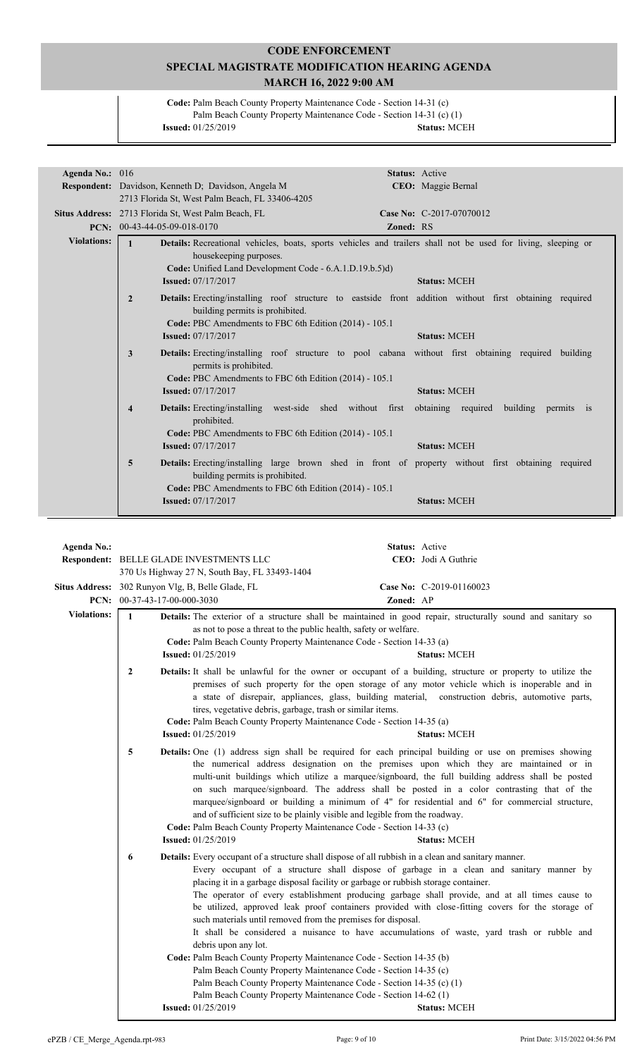# CODE ENFORCEMENT
## SPECIAL MAGISTRATE MODIFICATION HEARING AGENDA
### MARCH 16, 2022 9:00 AM

**Code:** Palm Beach County Property Maintenance Code - Section 14-31 (c)
Palm Beach County Property Maintenance Code - Section 14-31 (c) (1)
**Issued:** 01/25/2019 **Status:** MCEH

---

**Agenda No.:** 016 **Status:** Active
**Respondent:** Davidson, Kenneth D; Davidson, Angela M **CEO:** Maggie Bernal
2713 Florida St, West Palm Beach, FL 33406-4205
**Situs Address:** 2713 Florida St, West Palm Beach, FL **Case No:** C-2017-07070012
**PCN:** 00-43-44-05-09-018-0170 **Zoned:** RS

**Violations:**

1. **Details:** Recreational vehicles, boats, sports vehicles and trailers shall not be used for living, sleeping or housekeeping purposes.
   **Code:** Unified Land Development Code - 6.A.1.D.19.b.5)d)
   **Issued:** 07/17/2017 **Status:** MCEH

2. **Details:** Erecting/installing roof structure to eastside front addition without first obtaining required building permits is prohibited.
   **Code:** PBC Amendments to FBC 6th Edition (2014) - 105.1
   **Issued:** 07/17/2017 **Status:** MCEH

3. **Details:** Erecting/installing roof structure to pool cabana without first obtaining required building permits is prohibited.
   **Code:** PBC Amendments to FBC 6th Edition (2014) - 105.1
   **Issued:** 07/17/2017 **Status:** MCEH

4. **Details:** Erecting/installing west-side shed without first obtaining required building permits is prohibited.
   **Code:** PBC Amendments to FBC 6th Edition (2014) - 105.1
   **Issued:** 07/17/2017 **Status:** MCEH

5. **Details:** Erecting/installing large brown shed in front of property without first obtaining required building permits is prohibited.
   **Code:** PBC Amendments to FBC 6th Edition (2014) - 105.1
   **Issued:** 07/17/2017 **Status:** MCEH

---

**Agenda No.:** **Status:** Active
**Respondent:** BELLE GLADE INVESTMENTS LLC **CEO:** Jodi A Guthrie
370 Us Highway 27 N, South Bay, FL 33493-1404
**Situs Address:** 302 Runyon Vlg, B, Belle Glade, FL **Case No:** C-2019-01160023
**PCN:** 00-37-43-17-00-000-3030 **Zoned:** AP

**Violations:**

1. **Details:** The exterior of a structure shall be maintained in good repair, structurally sound and sanitary so as not to pose a threat to the public health, safety or welfare.
   **Code:** Palm Beach County Property Maintenance Code - Section 14-33 (a)
   **Issued:** 01/25/2019 **Status:** MCEH

2. **Details:** It shall be unlawful for the owner or occupant of a building, structure or property to utilize the premises of such property for the open storage of any motor vehicle which is inoperable and in a state of disrepair, appliances, glass, building material, construction debris, automotive parts, tires, vegetative debris, garbage, trash or similar items.
   **Code:** Palm Beach County Property Maintenance Code - Section 14-35 (a)
   **Issued:** 01/25/2019 **Status:** MCEH

5. **Details:** One (1) address sign shall be required for each principal building or use on premises showing the numerical address designation on the premises upon which they are maintained or in multi-unit buildings which utilize a marquee/signboard, the full building address shall be posted on such marquee/signboard. The address shall be posted in a color contrasting that of the marquee/signboard or building a minimum of 4" for residential and 6" for commercial structure, and of sufficient size to be plainly visible and legible from the roadway.
   **Code:** Palm Beach County Property Maintenance Code - Section 14-33 (c)
   **Issued:** 01/25/2019 **Status:** MCEH

6. **Details:** Every occupant of a structure shall dispose of all rubbish in a clean and sanitary manner.
   Every occupant of a structure shall dispose of garbage in a clean and sanitary manner by placing it in a garbage disposal facility or garbage or rubbish storage container.
   The operator of every establishment producing garbage shall provide, and at all times cause to be utilized, approved leak proof containers provided with close-fitting covers for the storage of such materials until removed from the premises for disposal.
   It shall be considered a nuisance to have accumulations of waste, yard trash or rubble and debris upon any lot.
   **Code:** Palm Beach County Property Maintenance Code - Section 14-35 (b)
   Palm Beach County Property Maintenance Code - Section 14-35 (c)
   Palm Beach County Property Maintenance Code - Section 14-35 (c) (1)
   Palm Beach County Property Maintenance Code - Section 14-62 (1)
   **Issued:** 01/25/2019 **Status:** MCEH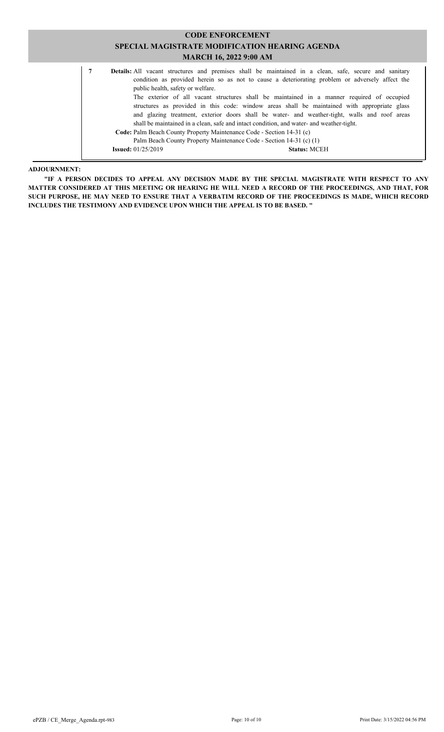7 **Details:** All vacant structures and premises shall be maintained in a clean, safe, secure and sanitary condition as provided herein so as not to cause a deteriorating problem or adversely affect the public health, safety or welfare.

The exterior of all vacant structures shall be maintained in a manner required of occupied structures as provided in this code: window areas shall be maintained with appropriate glass and glazing treatment, exterior doors shall be water- and weather-tight, walls and roof areas shall be maintained in a clean, safe and intact condition, and water- and weather-tight.

**Code:** Palm Beach County Property Maintenance Code - Section 14-31 (c)
Palm Beach County Property Maintenance Code - Section 14-31 (c) (1)

**Issued:** 01/25/2019 **Status:** MCEH

**ADJOURNMENT:**

**"IF A PERSON DECIDES TO APPEAL ANY DECISION MADE BY THE SPECIAL MAGISTRATE WITH RESPECT TO ANY MATTER CONSIDERED AT THIS MEETING OR HEARING HE WILL NEED A RECORD OF THE PROCEEDINGS, AND THAT, FOR SUCH PURPOSE, HE MAY NEED TO ENSURE THAT A VERBATIM RECORD OF THE PROCEEDINGS IS MADE, WHICH RECORD INCLUDES THE TESTIMONY AND EVIDENCE UPON WHICH THE APPEAL IS TO BE BASED. "**